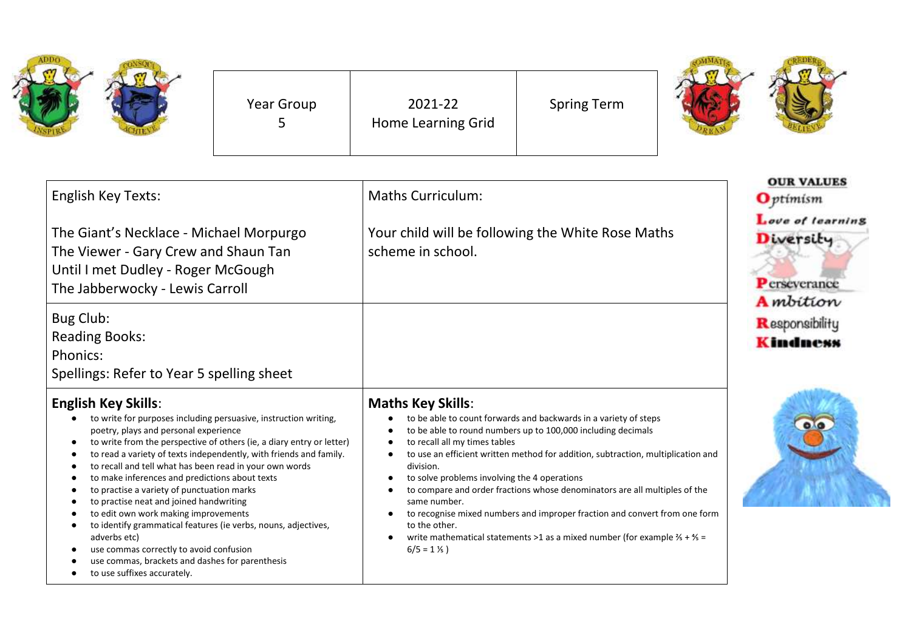| Year Group 5 | 2021-22 Home Learning Grid | Spring Term |
|---|---|---|

**OUR VALUES**

**O**ptimism
**L**ove of learning
**D**iversity
**P**erseverance
**A**mbition
**R**esponsibility
**K**indness

| English Key Texts: | Maths Curriculum: |
|---|---|
| The Giant's Necklace - Michael Morpurgo<br>The Viewer - Gary Crew and Shaun Tan<br>Until I met Dudley - Roger McGough<br>The Jabberwocky - Lewis Carroll | Your child will be following the White Rose Maths scheme in school. |
| Bug Club:<br>Reading Books:<br>Phonics:<br>Spellings: Refer to Year 5 spelling sheet | |

## English Key Skills:

- to write for purposes including persuasive, instruction writing, poetry, plays and personal experience
- to write from the perspective of others (ie, a diary entry or letter)
- to read a variety of texts independently, with friends and family.
- to recall and tell what has been read in your own words
- to make inferences and predictions about texts
- to practise a variety of punctuation marks
- to practise neat and joined handwriting
- to edit own work making improvements
- to identify grammatical features (ie verbs, nouns, adjectives, adverbs etc)
- use commas correctly to avoid confusion
- use commas, brackets and dashes for parenthesis
- to use suffixes accurately.

## Maths Key Skills:

- to be able to count forwards and backwards in a variety of steps
- to be able to round numbers up to 100,000 including decimals
- to recall all my times tables
- to use an efficient written method for addition, subtraction, multiplication and division.
- to solve problems involving the 4 operations
- to compare and order fractions whose denominators are all multiples of the same number.
- to recognise mixed numbers and improper fraction and convert from one form to the other.
- write mathematical statements >1 as a mixed number (for example $\frac{2}{5} + \frac{4}{5} = 6/5 = 1\frac{1}{5}$ )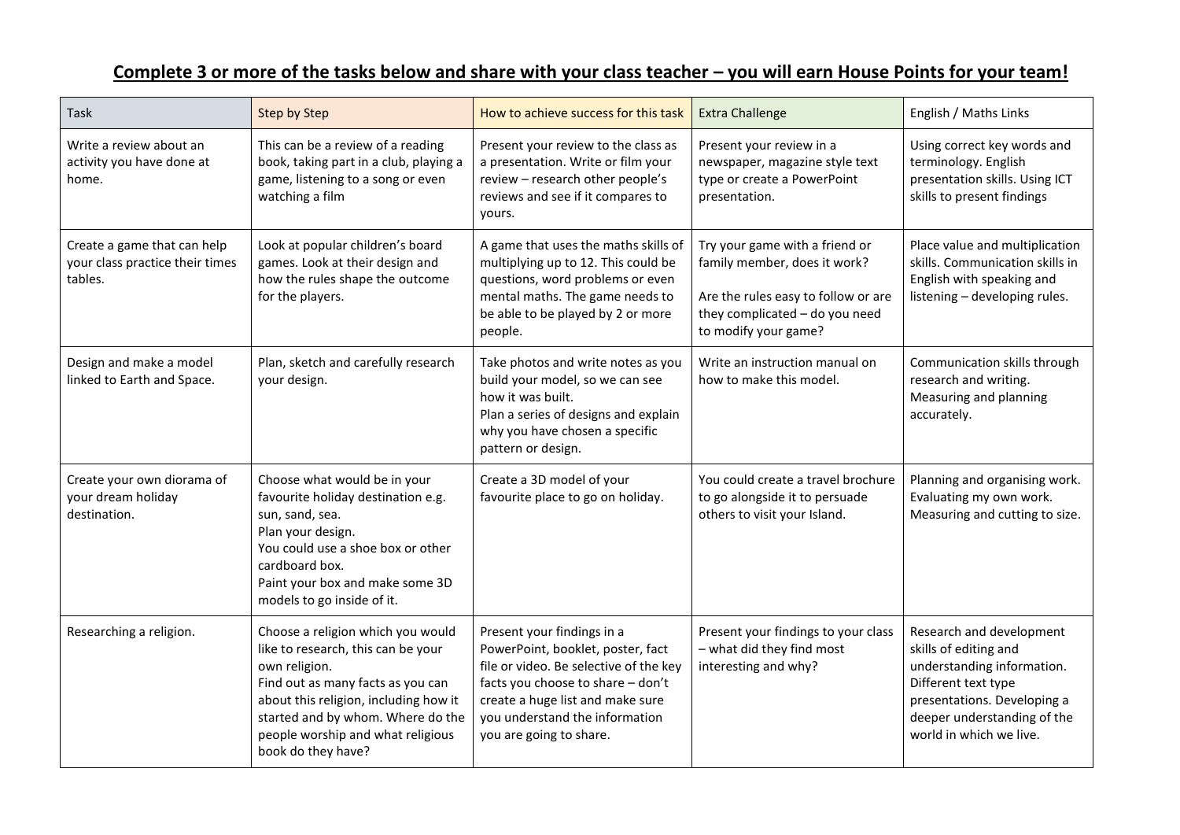**Complete 3 or more of the tasks below and share with your class teacher – you will earn House Points for your team!**

| Task | Step by Step | How to achieve success for this task | Extra Challenge | English / Maths Links |
|---|---|---|---|---|
| Write a review about an activity you have done at home. | This can be a review of a reading book, taking part in a club, playing a game, listening to a song or even watching a film | Present your review to the class as a presentation. Write or film your review – research other people's reviews and see if it compares to yours. | Present your review in a newspaper, magazine style text type or create a PowerPoint presentation. | Using correct key words and terminology. English presentation skills. Using ICT skills to present findings |
| Create a game that can help your class practice their times tables. | Look at popular children's board games. Look at their design and how the rules shape the outcome for the players. | A game that uses the maths skills of multiplying up to 12. This could be questions, word problems or even mental maths. The game needs to be able to be played by 2 or more people. | Try your game with a friend or family member, does it work?<br><br>Are the rules easy to follow or are they complicated – do you need to modify your game? | Place value and multiplication skills. Communication skills in English with speaking and listening – developing rules. |
| Design and make a model linked to Earth and Space. | Plan, sketch and carefully research your design. | Take photos and write notes as you build your model, so we can see how it was built.<br>Plan a series of designs and explain why you have chosen a specific pattern or design. | Write an instruction manual on how to make this model. | Communication skills through research and writing. Measuring and planning accurately. |
| Create your own diorama of your dream holiday destination. | Choose what would be in your favourite holiday destination e.g. sun, sand, sea.<br>Plan your design.<br>You could use a shoe box or other cardboard box.<br>Paint your box and make some 3D models to go inside of it. | Create a 3D model of your favourite place to go on holiday. | You could create a travel brochure to go alongside it to persuade others to visit your Island. | Planning and organising work. Evaluating my own work. Measuring and cutting to size. |
| Researching a religion. | Choose a religion which you would like to research, this can be your own religion.<br>Find out as many facts as you can about this religion, including how it started and by whom. Where do the people worship and what religious book do they have? | Present your findings in a PowerPoint, booklet, poster, fact file or video. Be selective of the key facts you choose to share – don't create a huge list and make sure you understand the information you are going to share. | Present your findings to your class – what did they find most interesting and why? | Research and development skills of editing and understanding information. Different text type presentations. Developing a deeper understanding of the world in which we live. |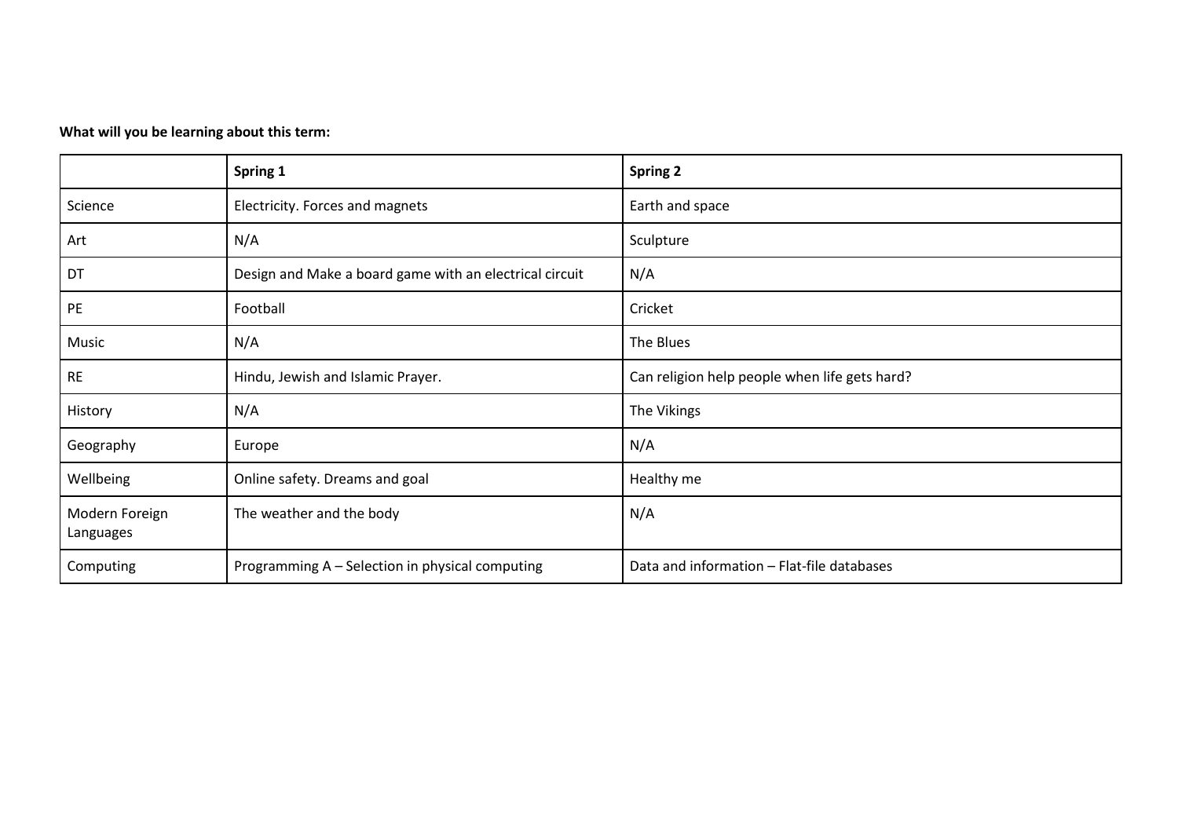**What will you be learning about this term:**

| | Spring 1 | Spring 2 |
|---|---|---|
| Science | Electricity. Forces and magnets | Earth and space |
| Art | N/A | Sculpture |
| DT | Design and Make a board game with an electrical circuit | N/A |
| PE | Football | Cricket |
| Music | N/A | The Blues |
| RE | Hindu, Jewish and Islamic Prayer. | Can religion help people when life gets hard? |
| History | N/A | The Vikings |
| Geography | Europe | N/A |
| Wellbeing | Online safety. Dreams and goal | Healthy me |
| Modern Foreign Languages | The weather and the body | N/A |
| Computing | Programming A – Selection in physical computing | Data and information – Flat-file databases |